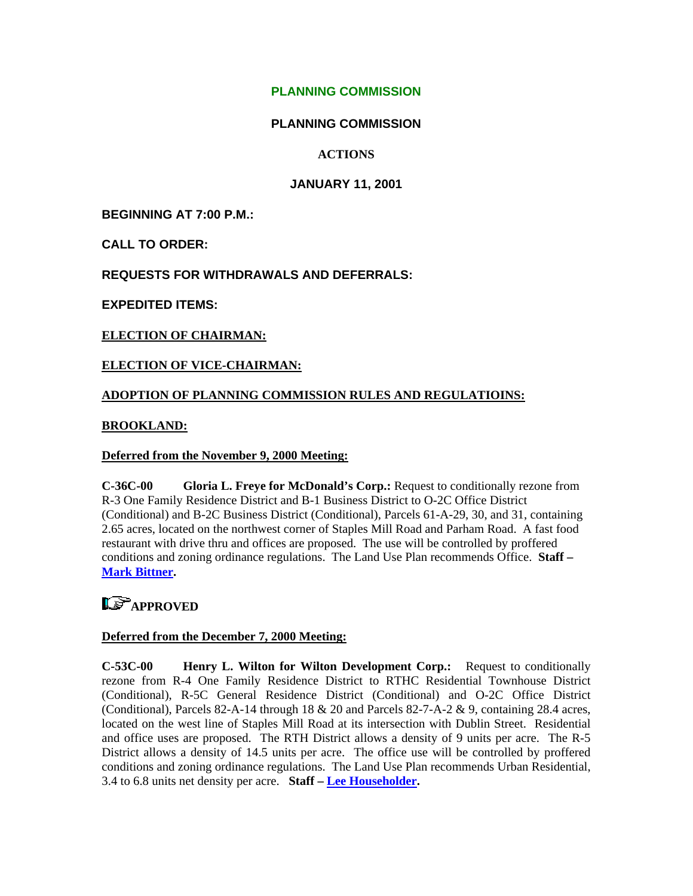# PLANNING COMMISSION

## PLANNING COMMISSION

### ACTIONS

### JANUARY 11, 2001

**BEGINNING AT 7:00 P.M.:**

**CALL TO ORDER:**

**REQUESTS FOR WITHDRAWALS AND DEFERRALS:**

**EXPEDITED ITEMS:**

**ELECTION OF CHAIRMAN:**

**ELECTION OF VICE-CHAIRMAN:**

**ADOPTION OF PLANNING COMMISSION RULES AND REGULATIOINS:**

**BROOKLAND:**

**Deferred from the November 9, 2000 Meeting:**

**C-36C-00 Gloria L. Freye for McDonald's Corp.:** Request to conditionally rezone from R-3 One Family Residence District and B-1 Business District to O-2C Office District (Conditional) and B-2C Business District (Conditional), Parcels 61-A-29, 30, and 31, containing 2.65 acres, located on the northwest corner of Staples Mill Road and Parham Road. A fast food restaurant with drive thru and offices are proposed. The use will be controlled by proffered conditions and zoning ordinance regulations. The Land Use Plan recommends Office. **Staff – Mark Bittner.**

**APPROVED**

**Deferred from the December 7, 2000 Meeting:**

**C-53C-00 Henry L. Wilton for Wilton Development Corp.:** Request to conditionally rezone from R-4 One Family Residence District to RTHC Residential Townhouse District (Conditional), R-5C General Residence District (Conditional) and O-2C Office District (Conditional), Parcels 82-A-14 through 18 & 20 and Parcels 82-7-A-2 & 9, containing 28.4 acres, located on the west line of Staples Mill Road at its intersection with Dublin Street. Residential and office uses are proposed. The RTH District allows a density of 9 units per acre. The R-5 District allows a density of 14.5 units per acre. The office use will be controlled by proffered conditions and zoning ordinance regulations. The Land Use Plan recommends Urban Residential, 3.4 to 6.8 units net density per acre. **Staff – Lee Householder.**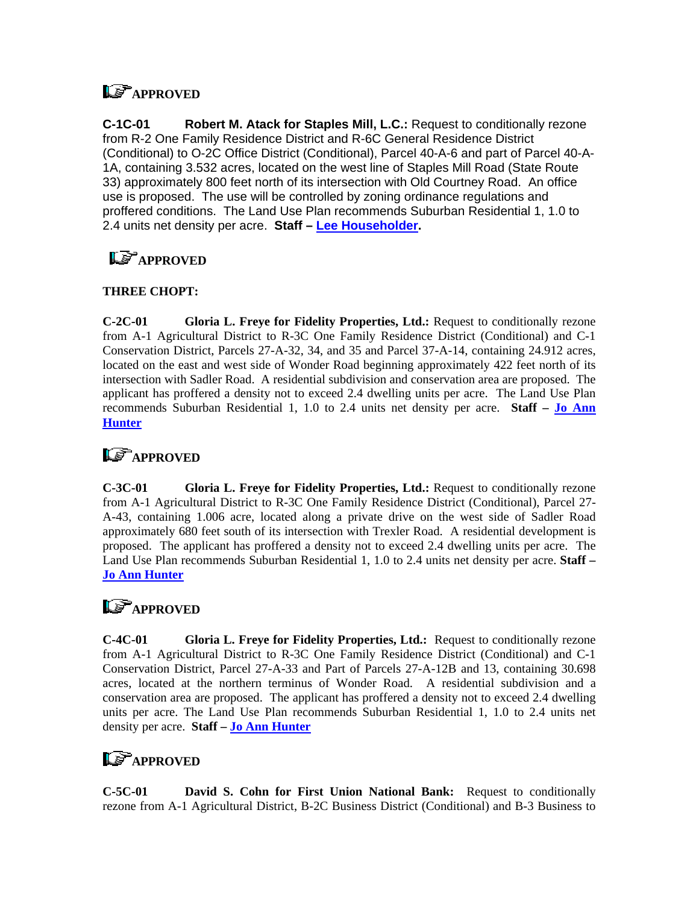**APPROVED**

**C-1C-01 Robert M. Atack for Staples Mill, L.C.:** Request to conditionally rezone from R-2 One Family Residence District and R-6C General Residence District (Conditional) to O-2C Office District (Conditional), Parcel 40-A-6 and part of Parcel 40-A-1A, containing 3.532 acres, located on the west line of Staples Mill Road (State Route 33) approximately 800 feet north of its intersection with Old Courtney Road. An office use is proposed. The use will be controlled by zoning ordinance regulations and proffered conditions. The Land Use Plan recommends Suburban Residential 1, 1.0 to 2.4 units net density per acre. **Staff – Lee Householder.**

**APPROVED**

**THREE CHOPT:**

**C-2C-01 Gloria L. Freye for Fidelity Properties, Ltd.:** Request to conditionally rezone from A-1 Agricultural District to R-3C One Family Residence District (Conditional) and C-1 Conservation District, Parcels 27-A-32, 34, and 35 and Parcel 37-A-14, containing 24.912 acres, located on the east and west side of Wonder Road beginning approximately 422 feet north of its intersection with Sadler Road. A residential subdivision and conservation area are proposed. The applicant has proffered a density not to exceed 2.4 dwelling units per acre. The Land Use Plan recommends Suburban Residential 1, 1.0 to 2.4 units net density per acre. **Staff – Jo Ann Hunter**

**APPROVED**

**C-3C-01 Gloria L. Freye for Fidelity Properties, Ltd.:** Request to conditionally rezone from A-1 Agricultural District to R-3C One Family Residence District (Conditional), Parcel 27-A-43, containing 1.006 acre, located along a private drive on the west side of Sadler Road approximately 680 feet south of its intersection with Trexler Road. A residential development is proposed. The applicant has proffered a density not to exceed 2.4 dwelling units per acre. The Land Use Plan recommends Suburban Residential 1, 1.0 to 2.4 units net density per acre. **Staff – Jo Ann Hunter**

**APPROVED**

**C-4C-01 Gloria L. Freye for Fidelity Properties, Ltd.:** Request to conditionally rezone from A-1 Agricultural District to R-3C One Family Residence District (Conditional) and C-1 Conservation District, Parcel 27-A-33 and Part of Parcels 27-A-12B and 13, containing 30.698 acres, located at the northern terminus of Wonder Road. A residential subdivision and a conservation area are proposed. The applicant has proffered a density not to exceed 2.4 dwelling units per acre. The Land Use Plan recommends Suburban Residential 1, 1.0 to 2.4 units net density per acre. **Staff – Jo Ann Hunter**

**APPROVED**

**C-5C-01 David S. Cohn for First Union National Bank:** Request to conditionally rezone from A-1 Agricultural District, B-2C Business District (Conditional) and B-3 Business to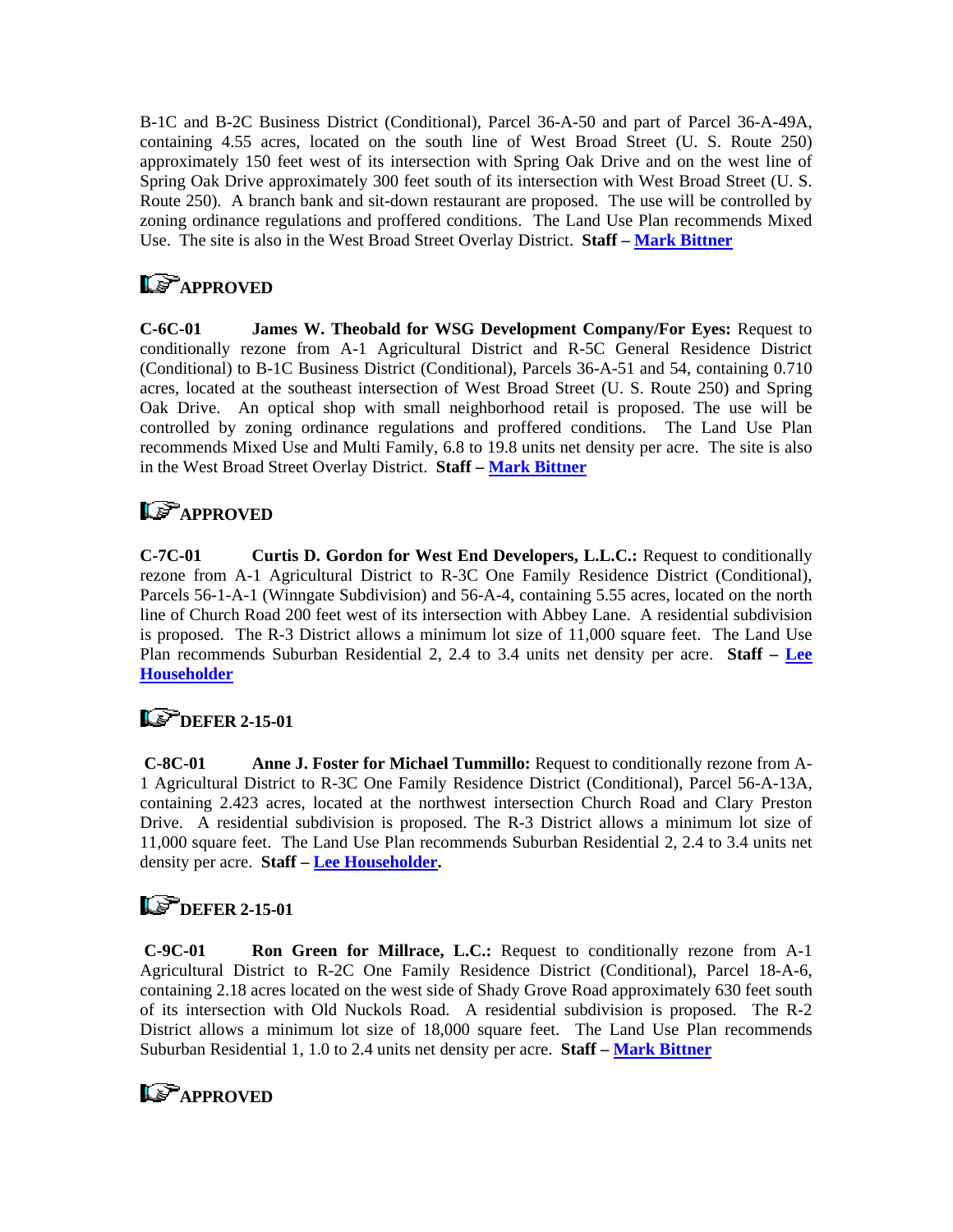B-1C and B-2C Business District (Conditional), Parcel 36-A-50 and part of Parcel 36-A-49A, containing 4.55 acres, located on the south line of West Broad Street (U. S. Route 250) approximately 150 feet west of its intersection with Spring Oak Drive and on the west line of Spring Oak Drive approximately 300 feet south of its intersection with West Broad Street (U. S. Route 250). A branch bank and sit-down restaurant are proposed. The use will be controlled by zoning ordinance regulations and proffered conditions. The Land Use Plan recommends Mixed Use. The site is also in the West Broad Street Overlay District. **Staff – Mark Bittner**

**APPROVED**

**C-6C-01 James W. Theobald for WSG Development Company/For Eyes:** Request to conditionally rezone from A-1 Agricultural District and R-5C General Residence District (Conditional) to B-1C Business District (Conditional), Parcels 36-A-51 and 54, containing 0.710 acres, located at the southeast intersection of West Broad Street (U. S. Route 250) and Spring Oak Drive. An optical shop with small neighborhood retail is proposed. The use will be controlled by zoning ordinance regulations and proffered conditions. The Land Use Plan recommends Mixed Use and Multi Family, 6.8 to 19.8 units net density per acre. The site is also in the West Broad Street Overlay District. **Staff – Mark Bittner**

**APPROVED**

**C-7C-01 Curtis D. Gordon for West End Developers, L.L.C.:** Request to conditionally rezone from A-1 Agricultural District to R-3C One Family Residence District (Conditional), Parcels 56-1-A-1 (Winngate Subdivision) and 56-A-4, containing 5.55 acres, located on the north line of Church Road 200 feet west of its intersection with Abbey Lane. A residential subdivision is proposed. The R-3 District allows a minimum lot size of 11,000 square feet. The Land Use Plan recommends Suburban Residential 2, 2.4 to 3.4 units net density per acre. **Staff – Lee Householder**

**DEFER 2-15-01**

**C-8C-01 Anne J. Foster for Michael Tummillo:** Request to conditionally rezone from A-1 Agricultural District to R-3C One Family Residence District (Conditional), Parcel 56-A-13A, containing 2.423 acres, located at the northwest intersection Church Road and Clary Preston Drive. A residential subdivision is proposed. The R-3 District allows a minimum lot size of 11,000 square feet. The Land Use Plan recommends Suburban Residential 2, 2.4 to 3.4 units net density per acre. **Staff – Lee Householder.**

**DEFER 2-15-01**

**C-9C-01 Ron Green for Millrace, L.C.:** Request to conditionally rezone from A-1 Agricultural District to R-2C One Family Residence District (Conditional), Parcel 18-A-6, containing 2.18 acres located on the west side of Shady Grove Road approximately 630 feet south of its intersection with Old Nuckols Road. A residential subdivision is proposed. The R-2 District allows a minimum lot size of 18,000 square feet. The Land Use Plan recommends Suburban Residential 1, 1.0 to 2.4 units net density per acre. **Staff – Mark Bittner**

**APPROVED**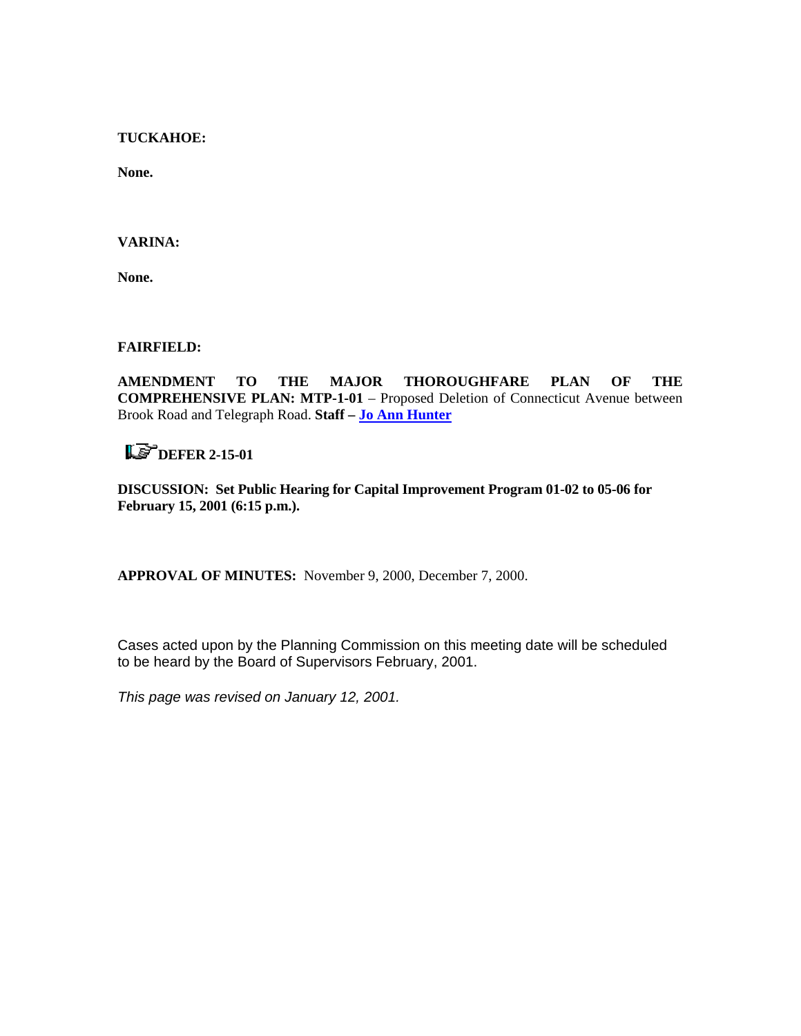**TUCKAHOE:**

**None.**

**VARINA:**

**None.**

**FAIRFIELD:**

**AMENDMENT TO THE MAJOR THOROUGHFARE PLAN OF THE COMPREHENSIVE PLAN: MTP-1-01** – Proposed Deletion of Connecticut Avenue between Brook Road and Telegraph Road. **Staff – Jo Ann Hunter**

**DEFER 2-15-01**

**DISCUSSION: Set Public Hearing for Capital Improvement Program 01-02 to 05-06 for February 15, 2001 (6:15 p.m.).**

**APPROVAL OF MINUTES:** November 9, 2000, December 7, 2000.

Cases acted upon by the Planning Commission on this meeting date will be scheduled to be heard by the Board of Supervisors February, 2001.

*This page was revised on January 12, 2001.*